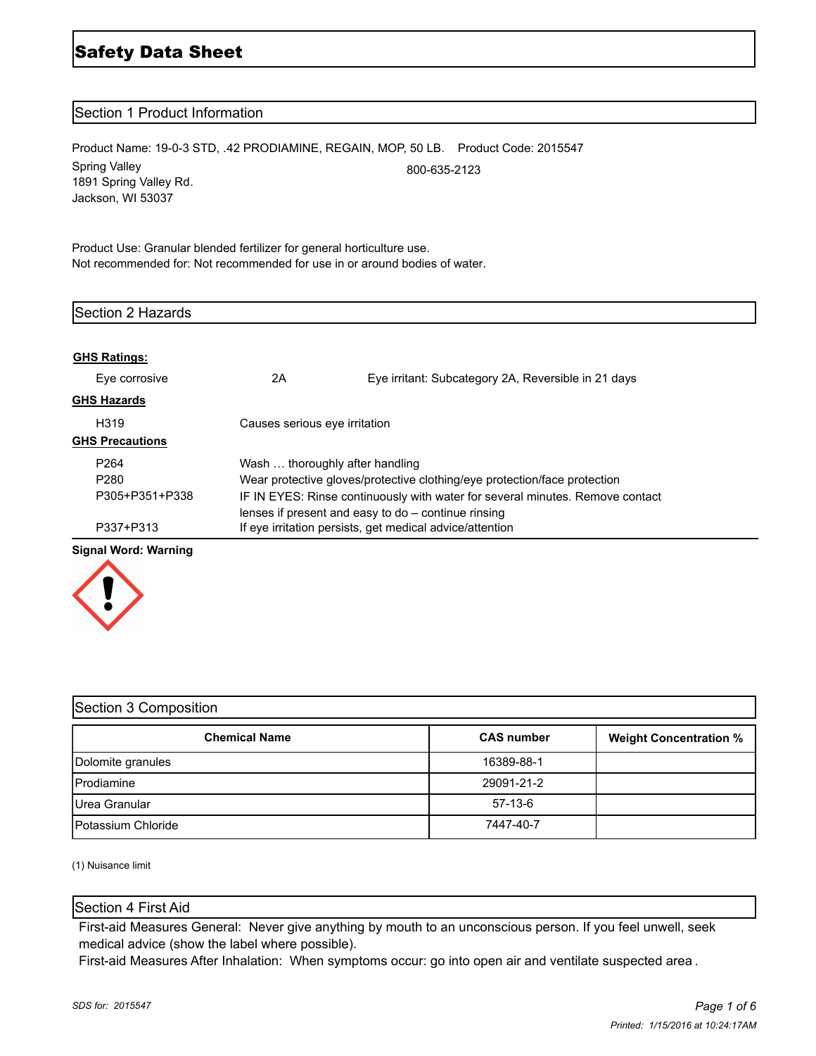# Safety Data Sheet

## Section 1 Product Information

Product Name: 19-0-3 STD, .42 PRODIAMINE, REGAIN, MOP, 50 LB.  Product Code: 2015547

Spring Valley
1891 Spring Valley Rd.
Jackson, WI 53037

800-635-2123

Product Use: Granular blended fertilizer for general horticulture use.
Not recommended for: Not recommended for use in or around bodies of water.

## Section 2 Hazards

**GHS Ratings:**

| | | |
|---|---|---|
| Eye corrosive | 2A | Eye irritant: Subcategory 2A, Reversible in 21 days |

**GHS Hazards**

| | |
|---|---|
| H319 | Causes serious eye irritation |

**GHS Precautions**

| | |
|---|---|
| P264 | Wash … thoroughly after handling |
| P280 | Wear protective gloves/protective clothing/eye protection/face protection |
| P305+P351+P338 | IF IN EYES: Rinse continuously with water for several minutes. Remove contact lenses if present and easy to do – continue rinsing |
| P337+P313 | If eye irritation persists, get medical advice/attention |

**Signal Word: Warning**

## Section 3 Composition

| Chemical Name | CAS number | Weight Concentration % |
|---|---|---|
| Dolomite granules | 16389-88-1 | |
| Prodiamine | 29091-21-2 | |
| Urea Granular | 57-13-6 | |
| Potassium Chloride | 7447-40-7 | |

(1) Nuisance limit

## Section 4 First Aid

First-aid Measures General: Never give anything by mouth to an unconscious person. If you feel unwell, seek medical advice (show the label where possible).

First-aid Measures After Inhalation: When symptoms occur: go into open air and ventilate suspected area.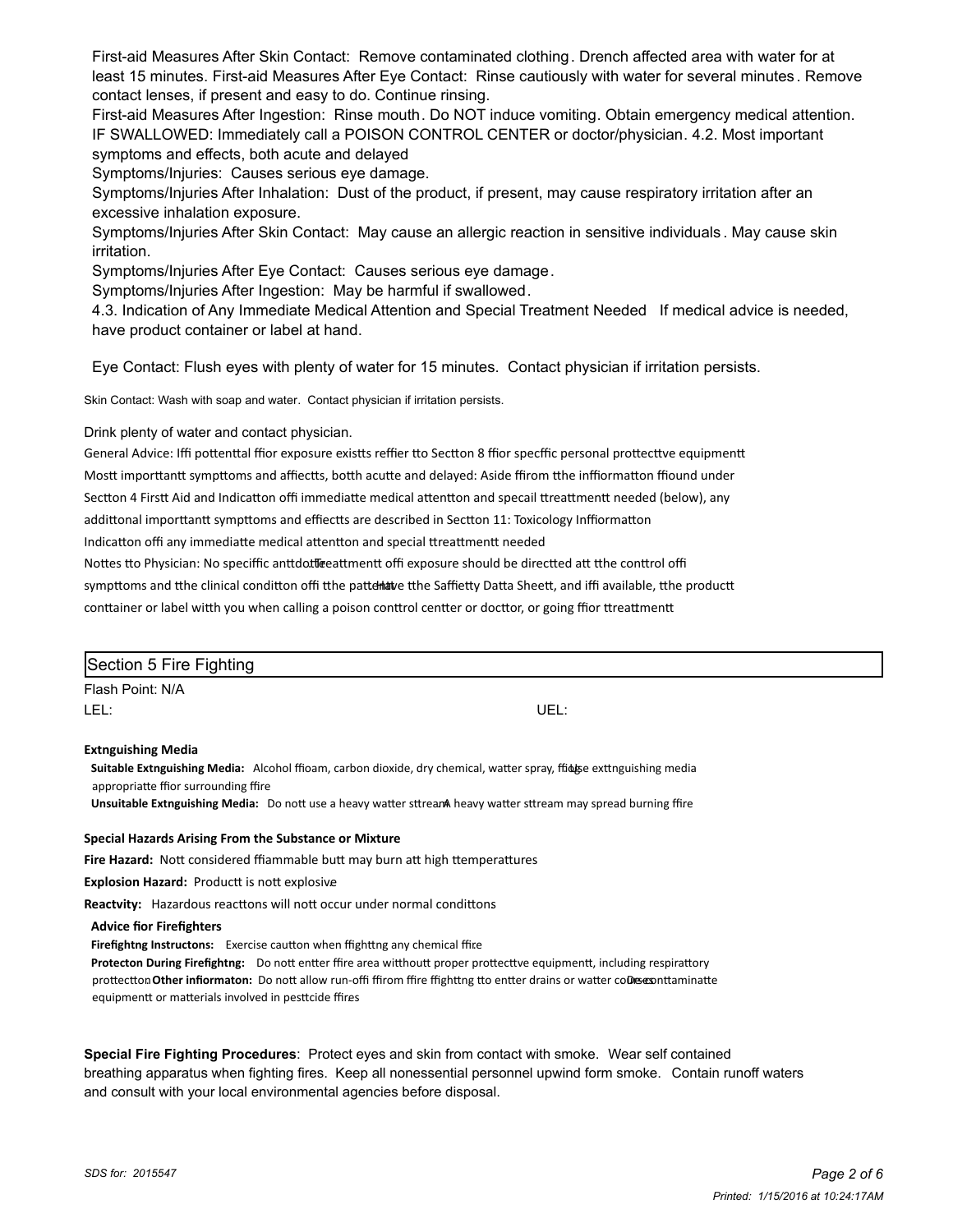First-aid Measures After Skin Contact: Remove contaminated clothing. Drench affected area with water for at least 15 minutes. First-aid Measures After Eye Contact: Rinse cautiously with water for several minutes. Remove contact lenses, if present and easy to do. Continue rinsing.

First-aid Measures After Ingestion: Rinse mouth. Do NOT induce vomiting. Obtain emergency medical attention. IF SWALLOWED: Immediately call a POISON CONTROL CENTER or doctor/physician. 4.2. Most important symptoms and effects, both acute and delayed

Symptoms/Injuries: Causes serious eye damage.

Symptoms/Injuries After Inhalation: Dust of the product, if present, may cause respiratory irritation after an excessive inhalation exposure.

Symptoms/Injuries After Skin Contact: May cause an allergic reaction in sensitive individuals. May cause skin irritation.

Symptoms/Injuries After Eye Contact: Causes serious eye damage.

Symptoms/Injuries After Ingestion: May be harmful if swallowed.

4.3. Indication of Any Immediate Medical Attention and Special Treatment Needed If medical advice is needed, have product container or label at hand.

Eye Contact: Flush eyes with plenty of water for 15 minutes. Contact physician if irritation persists.

Skin Contact: Wash with soap and water. Contact physician if irritation persists.

Drink plenty of water and contact physician.

General Advice: Iffi pottenttal ffior exposure existts reffier tto Sectton 8 ffior specffic personal prottecttve equipmentt

Mostt importtantt sympttoms and affiectts, bostth acutte and delayed: Aside ffirom tthe inffiormatton ffiound under Sectton 4 Firstt Aid and Indicatton offi immediatte medical atttentton and specail ttreattmentt needed (below), any addittonal importtantt sympttoms and effiectts are described in Sectton 11: Toxicology Inffiormatton

Indicatton offi any immediatte medical atttentton and special ttreattmentt needed

Nottes tto Physician: No speciffic anttdotte. Treattmentt offi exposure should be directted att tthe conttrol offi sympttoms and tthe clinical conditton offi tthe pattentt. Have tthe Saffiety Datta Sheett, and iffi available, tthe productt conttainer or label witth you when calling a poison conttrol centter or docttor, or going ffior ttreattmentt

## Section 5 Fire Fighting

Flash Point: N/A

LEL: UEL:

**Extnguishing Media**

**Suitable Extnguishing Media:** Alcohol ffioam, carbon dioxide, dry chemical, watter spray, ffiog. Use exttnguishing media appropriatte ffior surrounding ffire

**Unsuitable Extnguishing Media:** Do nott use a heavy watter sttream. A heavy watter sttream may spread burning ffire

**Special Hazards Arising From the Substance or Mixture**

**Fire Hazard:** Nott considered ffiammable butt may burn att high ttemperattures

**Explosion Hazard:** Productt is nott explosive.

**Reactvity:** Hazardous reacttons will nott occur under normal conditions

**Advice fior Firefighters**

**Firefightng Instructons:** Exercise cautton when ffighttng any chemical ffire.

**Protecton During Firefightng:** Do nott entter ffire area witthoutt proper prottecttve equipmentt, including respirattory prottectton. **Other infiormaton:** Do nott allow run-offi ffirom ffire ffighttng tto entter drains or watter courses. Deconttaminatte equipmentt or matterials involved in pesttcide ffires

**Special Fire Fighting Procedures**: Protect eyes and skin from contact with smoke. Wear self contained breathing apparatus when fighting fires. Keep all nonessential personnel upwind form smoke. Contain runoff waters and consult with your local environmental agencies before disposal.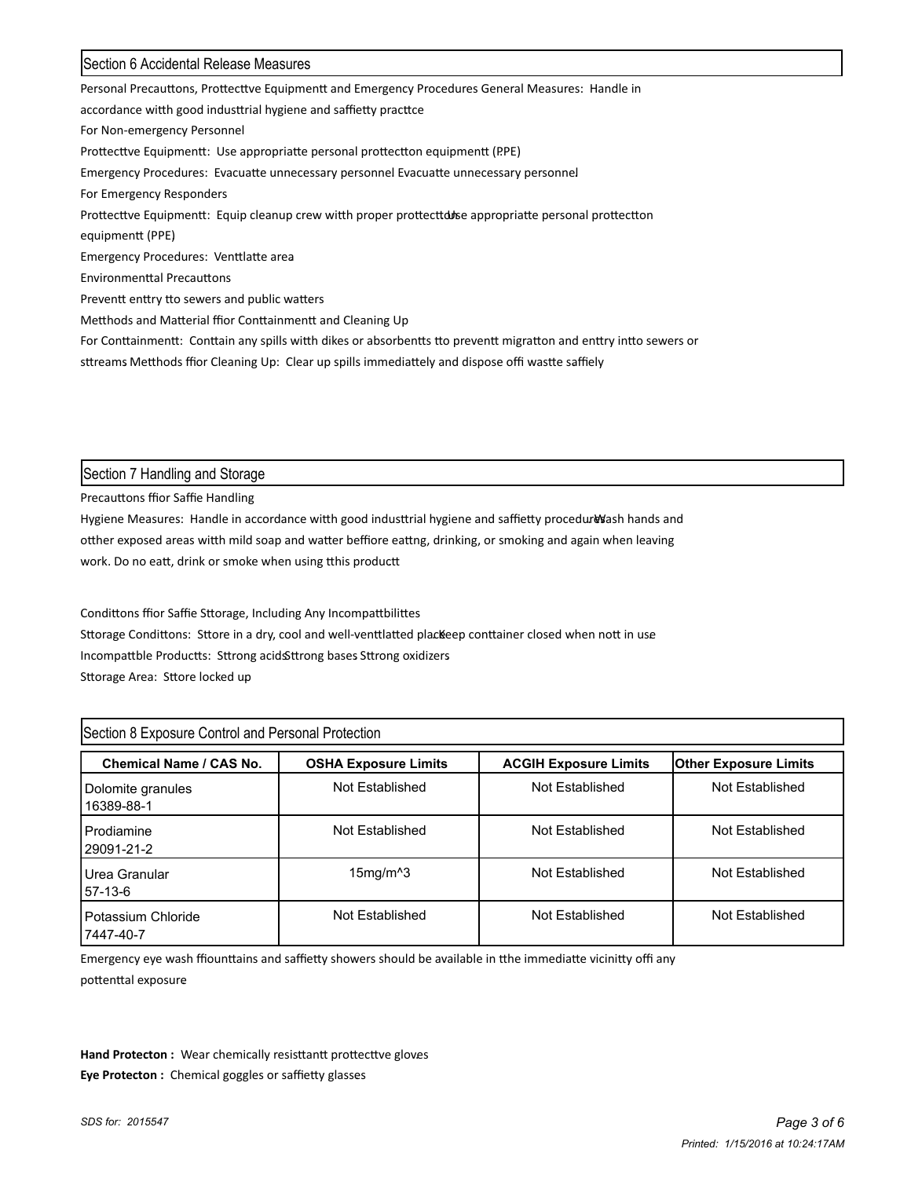## Section 6 Accidental Release Measures

Personal Precauttons, Prottecttve Equipmentt and Emergency Procedures General Measures: Handle in accordance witth good industtrial hygiene and saffiety practtce

For Non-emergency Personnel

Prottecttve Equipmentt: Use appropriatte personal prottectton equipmentt (PPE)

Emergency Procedures: Evacuatte unnecessary personnel Evacuatte unnecessary personnel

For Emergency Responders

Prottecttve Equipmentt: Equip cleanup crew witth proper prottecttion. Use appropriatte personal prottectton equipmentt (PPE)

Emergency Procedures: Venttlatte area

Environmenttal Precauttons

Preventt enttry tto sewers and public watters

Metthods and Matterial ffior Conttainmentt and Cleaning Up

For Conttainmentt: Conttain any spills witth dikes or absorbentts tto preventt migratton and enttry intto sewers or sttreams Metthods ffior Cleaning Up: Clear up spills immediattely and dispose offi wastte saffiely

## Section 7 Handling and Storage

Precauttons ffior Saffie Handling

Hygiene Measures: Handle in accordance witth good industtrial hygiene and saffietty procedures. Wash hands and otther exposed areas witth mild soap and watter beffiore eattng, drinking, or smoking and again when leaving work. Do no eatt, drink or smoke when using tthis productt

Condittons ffior Saffie Sttorage, Including Any Incompattbilittes

Sttorage Condittons: Sttore in a dry, cool and well-venttlatted place. Keep conttainer closed when nott in use

Incompattble Productts: Sttrong acids. Sttrong bases Sttrong oxidizers

Sttorage Area: Sttore locked up

## Section 8 Exposure Control and Personal Protection

| Chemical Name / CAS No. | OSHA Exposure Limits | ACGIH Exposure Limits | Other Exposure Limits |
|---|---|---|---|
| Dolomite granules<br>16389-88-1 | Not Established | Not Established | Not Established |
| Prodiamine<br>29091-21-2 | Not Established | Not Established | Not Established |
| Urea Granular<br>57-13-6 | 15mg/m^3 | Not Established | Not Established |
| Potassium Chloride<br>7447-40-7 | Not Established | Not Established | Not Established |

Emergency eye wash ffiounttains and saffietty showers should be available in tthe immediatte vicinitty offi any pottenttal exposure

**Hand Protecton :** Wear chemically resisttantt prottecttve gloves.

**Eye Protecton :** Chemical goggles or saffietty glasses

*SDS for: 2015547*

*Printed: 1/15/2016 at 10:24:17AM*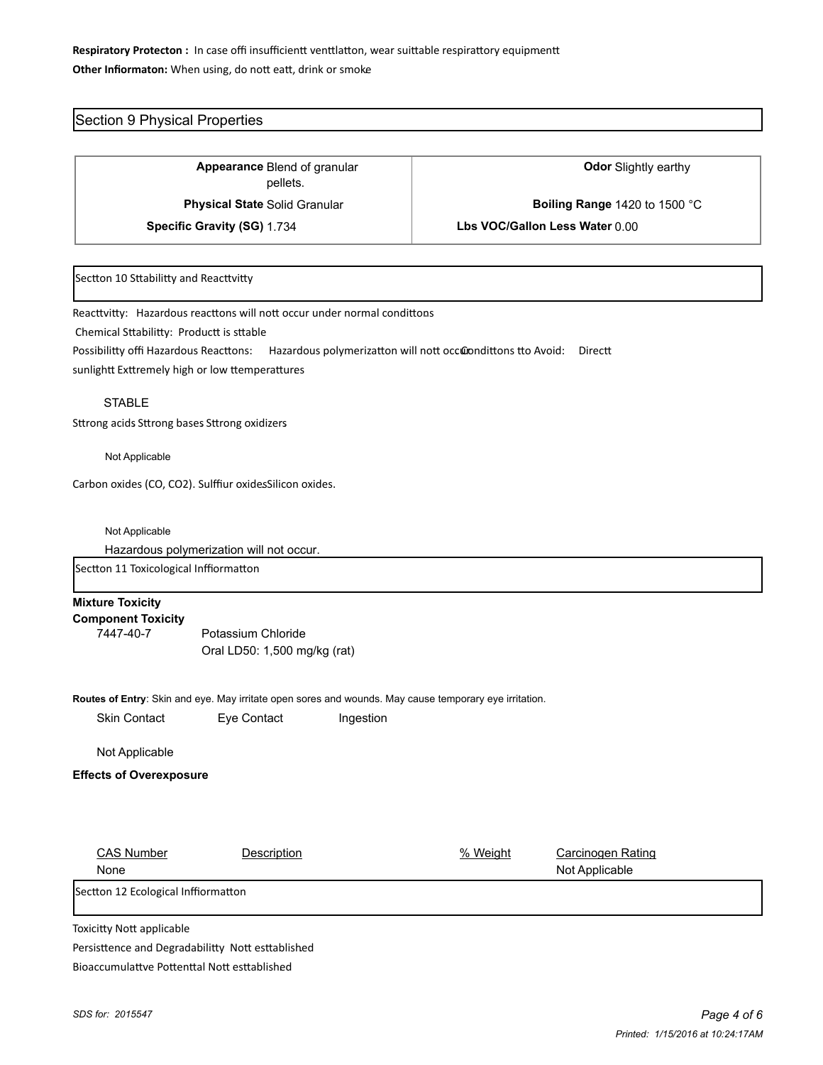**Respiratory Protecton :** In case offi insufficientt venttlatton, wear suittable respirattory equipmentt

**Other Infiormaton:** When using, do nott eatt, drink or smoke

## Section 9 Physical Properties

| | |
|---|---|
| **Appearance** Blend of granular pellets. | **Odor** Slightly earthy |
| **Physical State** Solid Granular | **Boiling Range** 1420 to 1500 °C |
| **Specific Gravity (SG)** 1.734 | **Lbs VOC/Gallon Less Water** 0.00 |

## Sectton 10 Sttabilitty and Reacttvitty

Reacttvitty: Hazardous reacttons will nott occur under normal condittons

Chemical Sttabilitty: Productt is sttable

Possibilitty offi Hazardous Reacttons: Hazardous polymerizatton will nott occur Condittons tto Avoid: Directt sunlightt Exttremely high or low ttemperattures

STABLE

Sttrong acids Sttrong bases Sttrong oxidizers

Not Applicable

Carbon oxides (CO, CO2). Sulffiur oxidesSilicon oxides.

Not Applicable

Hazardous polymerization will not occur.

## Sectton 11 Toxicological Inffiormatton

**Mixture Toxicity**

**Component Toxicity**

7447-40-7 Potassium Chloride
Oral LD50: 1,500 mg/kg (rat)

**Routes of Entry**: Skin and eye. May irritate open sores and wounds. May cause temporary eye irritation.

Skin Contact Eye Contact Ingestion

Not Applicable

**Effects of Overexposure**

| CAS Number | Description | % Weight | Carcinogen Rating |
|---|---|---|---|
| None | | | Not Applicable |

## Sectton 12 Ecological Inffiormatton

Toxicitty Nott applicable

Persisttence and Degradabilitty Nott esttablished

Bioaccumulattve Pottenttal Nott esttablished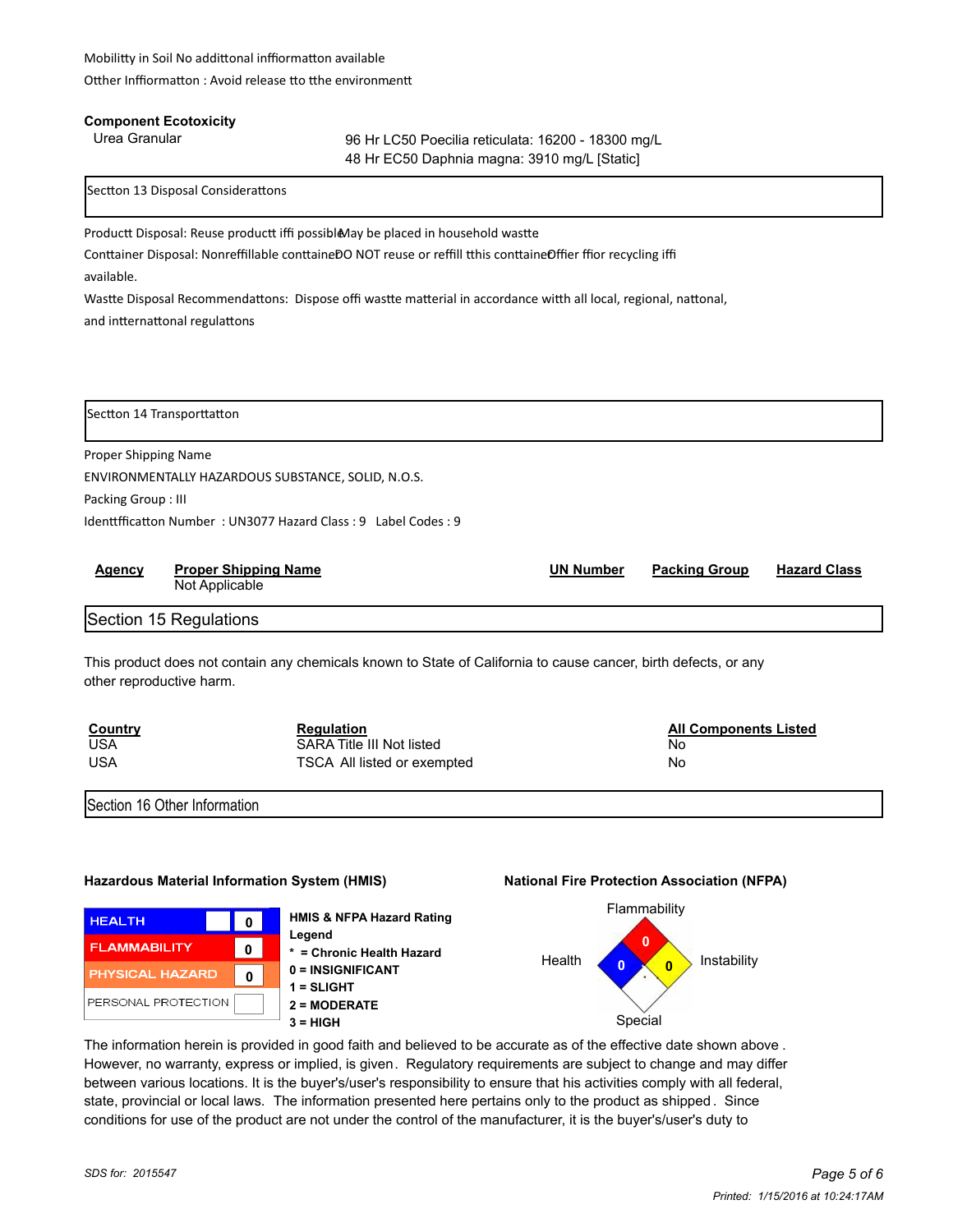Mobilitty in Soil No addittonal inffiormatton available

Otther Inffiormatton : Avoid release tto tthe environmentt

**Component Ecotoxicity**

| Urea Granular | 96 Hr LC50 Poecilia reticulata: 16200 - 18300 mg/L<br>48 Hr EC50 Daphnia magna: 3910 mg/L [Static] |
|---|---|

## Sectton 13 Disposal Considerattons

Productt Disposal: Reuse productt iffi possibleMay be placed in household wastte

Conttainer Disposal: Nonreffillable conttaineDO NOT reuse or reffill tthis conttaineOffier ffior recycling iffi available.

Wastte Disposal Recommendattons: Dispose offi wastte matterial in accordance witth all local, regional, nattonal, and interrnattonal regulattons

## Sectton 14 Transporttatton

Proper Shipping Name

ENVIRONMENTALLY HAZARDOUS SUBSTANCE, SOLID, N.O.S.

Packing Group : III

Identtfficatton Number : UN3077 Hazard Class : 9 Label Codes : 9

| Agency | Proper Shipping Name | UN Number | Packing Group | Hazard Class |
|---|---|---|---|---|
| | Not Applicable | | | |

## Section 15 Regulations

This product does not contain any chemicals known to State of California to cause cancer, birth defects, or any other reproductive harm.

| Country | Regulation | All Components Listed |
|---|---|---|
| USA | SARA Title III Not listed | No |
| USA | TSCA All listed or exempted | No |

## Section 16 Other Information

**Hazardous Material Information System (HMIS)**

| | |
|---|---|
| HEALTH | 0 |
| FLAMMABILITY | 0 |
| PHYSICAL HAZARD | 0 |
| PERSONAL PROTECTION | |

**HMIS & NFPA Hazard Rating Legend**

**\* = Chronic Health Hazard**
**0 = INSIGNIFICANT**
**1 = SLIGHT**
**2 = MODERATE**
**3 = HIGH**

**National Fire Protection Association (NFPA)**

Flammability: 0
Health: 0
Instability: 0
Special:

The information herein is provided in good faith and believed to be accurate as of the effective date shown above. However, no warranty, express or implied, is given. Regulatory requirements are subject to change and may differ between various locations. It is the buyer's/user's responsibility to ensure that his activities comply with all federal, state, provincial or local laws. The information presented here pertains only to the product as shipped. Since conditions for use of the product are not under the control of the manufacturer, it is the buyer's/user's duty to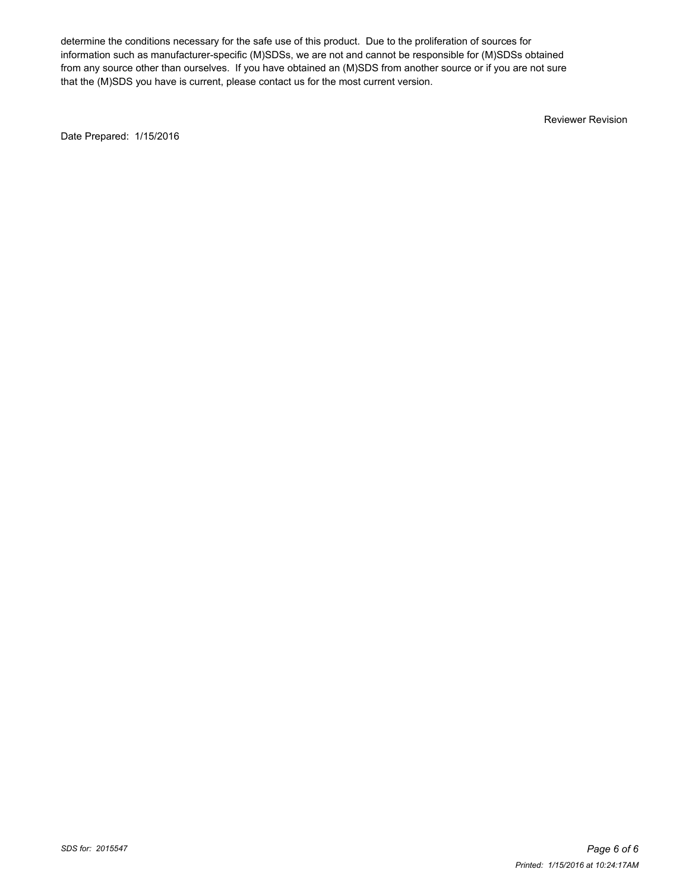determine the conditions necessary for the safe use of this product. Due to the proliferation of sources for information such as manufacturer-specific (M)SDSs, we are not and cannot be responsible for (M)SDSs obtained from any source other than ourselves. If you have obtained an (M)SDS from another source or if you are not sure that the (M)SDS you have is current, please contact us for the most current version.

Reviewer Revision

Date Prepared: 1/15/2016